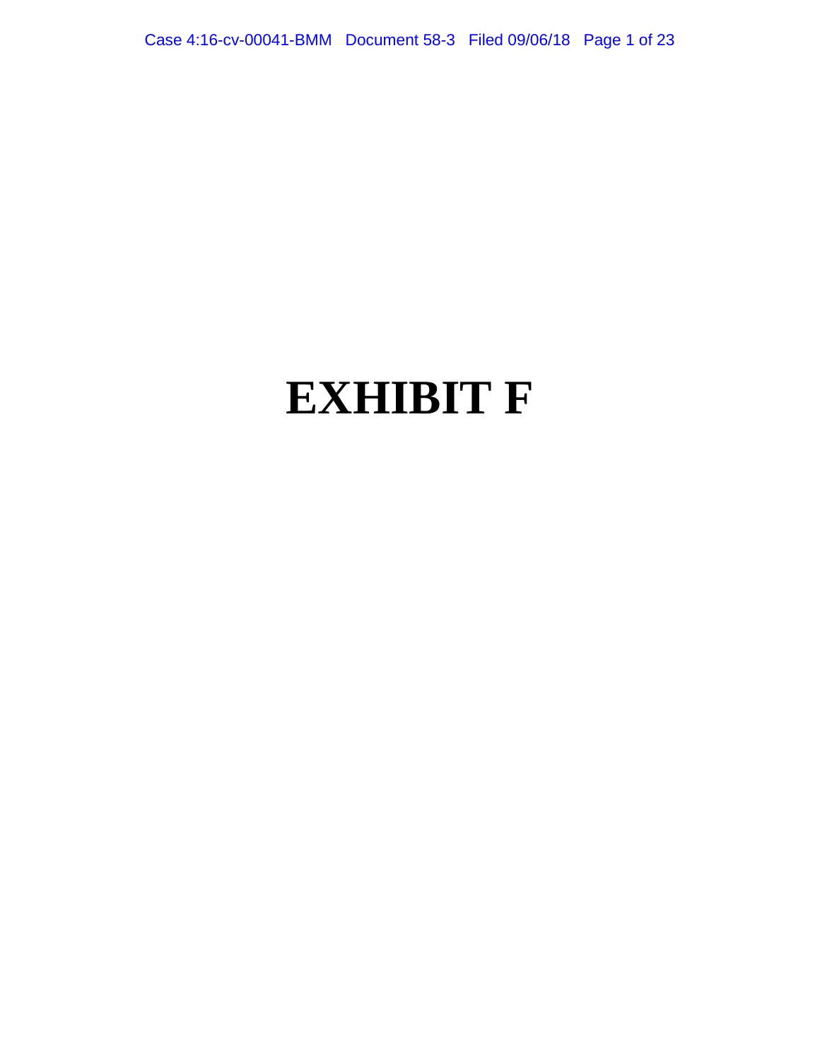# EXHIBIT F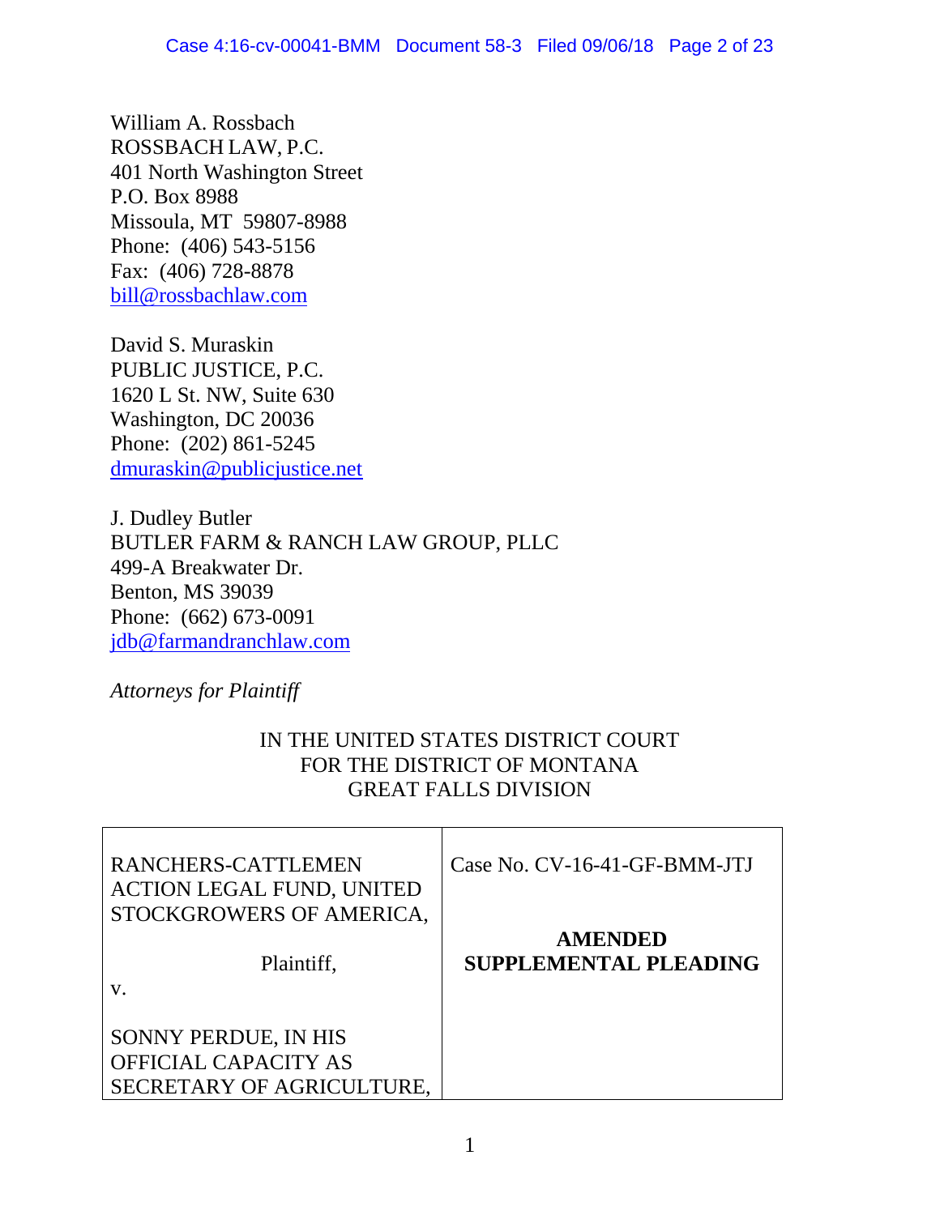William A. Rossbach
ROSSBACH LAW, P.C.
401 North Washington Street
P.O. Box 8988
Missoula, MT 59807-8988
Phone: (406) 543-5156
Fax: (406) 728-8878
bill@rossbachlaw.com

David S. Muraskin
PUBLIC JUSTICE, P.C.
1620 L St. NW, Suite 630
Washington, DC 20036
Phone: (202) 861-5245
dmuraskin@publicjustice.net

J. Dudley Butler
BUTLER FARM & RANCH LAW GROUP, PLLC
499-A Breakwater Dr.
Benton, MS 39039
Phone: (662) 673-0091
jdb@farmandranchlaw.com

*Attorneys for Plaintiff*

IN THE UNITED STATES DISTRICT COURT
FOR THE DISTRICT OF MONTANA
GREAT FALLS DIVISION

| | |
|---|---|
| RANCHERS-CATTLEMEN ACTION LEGAL FUND, UNITED STOCKGROWERS OF AMERICA,<br><br>Plaintiff,<br><br>v.<br><br>SONNY PERDUE, IN HIS OFFICIAL CAPACITY AS SECRETARY OF AGRICULTURE, | Case No. CV-16-41-GF-BMM-JTJ<br><br>**AMENDED SUPPLEMENTAL PLEADING** |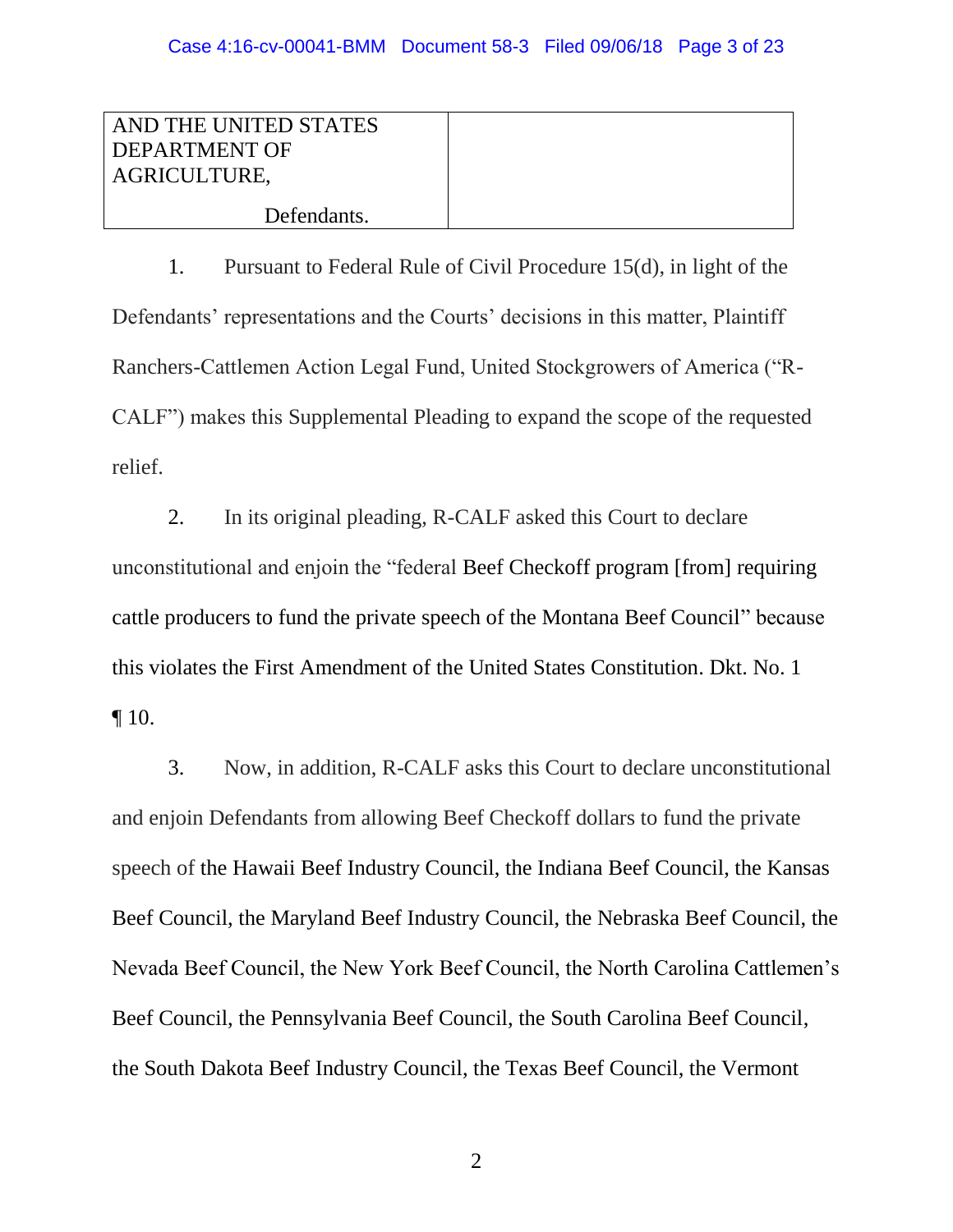| AND THE UNITED STATES DEPARTMENT OF AGRICULTURE,<br><br>Defendants. | |
|---|---|

1. Pursuant to Federal Rule of Civil Procedure 15(d), in light of the Defendants' representations and the Courts' decisions in this matter, Plaintiff Ranchers-Cattlemen Action Legal Fund, United Stockgrowers of America ("R-CALF") makes this Supplemental Pleading to expand the scope of the requested relief.

2. In its original pleading, R-CALF asked this Court to declare unconstitutional and enjoin the "federal Beef Checkoff program [from] requiring cattle producers to fund the private speech of the Montana Beef Council" because this violates the First Amendment of the United States Constitution. Dkt. No. 1 ¶ 10.

3. Now, in addition, R-CALF asks this Court to declare unconstitutional and enjoin Defendants from allowing Beef Checkoff dollars to fund the private speech of the Hawaii Beef Industry Council, the Indiana Beef Council, the Kansas Beef Council, the Maryland Beef Industry Council, the Nebraska Beef Council, the Nevada Beef Council, the New York Beef Council, the North Carolina Cattlemen's Beef Council, the Pennsylvania Beef Council, the South Carolina Beef Council, the South Dakota Beef Industry Council, the Texas Beef Council, the Vermont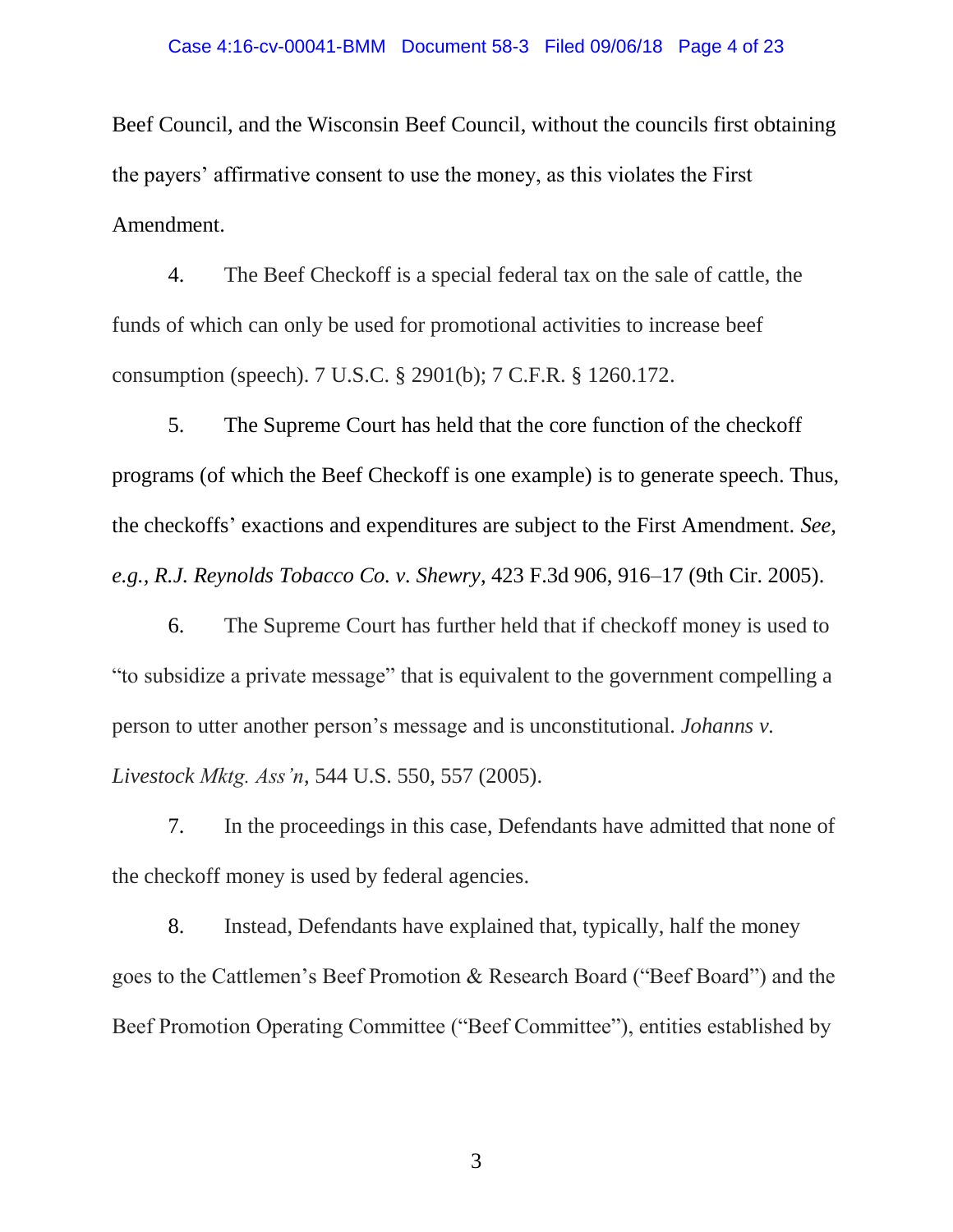Beef Council, and the Wisconsin Beef Council, without the councils first obtaining the payers' affirmative consent to use the money, as this violates the First Amendment.

4. The Beef Checkoff is a special federal tax on the sale of cattle, the funds of which can only be used for promotional activities to increase beef consumption (speech). 7 U.S.C. § 2901(b); 7 C.F.R. § 1260.172.

5. The Supreme Court has held that the core function of the checkoff programs (of which the Beef Checkoff is one example) is to generate speech. Thus, the checkoffs' exactions and expenditures are subject to the First Amendment. *See, e.g.*, *R.J. Reynolds Tobacco Co. v. Shewry*, 423 F.3d 906, 916–17 (9th Cir. 2005).

6. The Supreme Court has further held that if checkoff money is used to "to subsidize a private message" that is equivalent to the government compelling a person to utter another person's message and is unconstitutional. *Johanns v. Livestock Mktg. Ass'n*, 544 U.S. 550, 557 (2005).

7. In the proceedings in this case, Defendants have admitted that none of the checkoff money is used by federal agencies.

8. Instead, Defendants have explained that, typically, half the money goes to the Cattlemen's Beef Promotion & Research Board ("Beef Board") and the Beef Promotion Operating Committee ("Beef Committee"), entities established by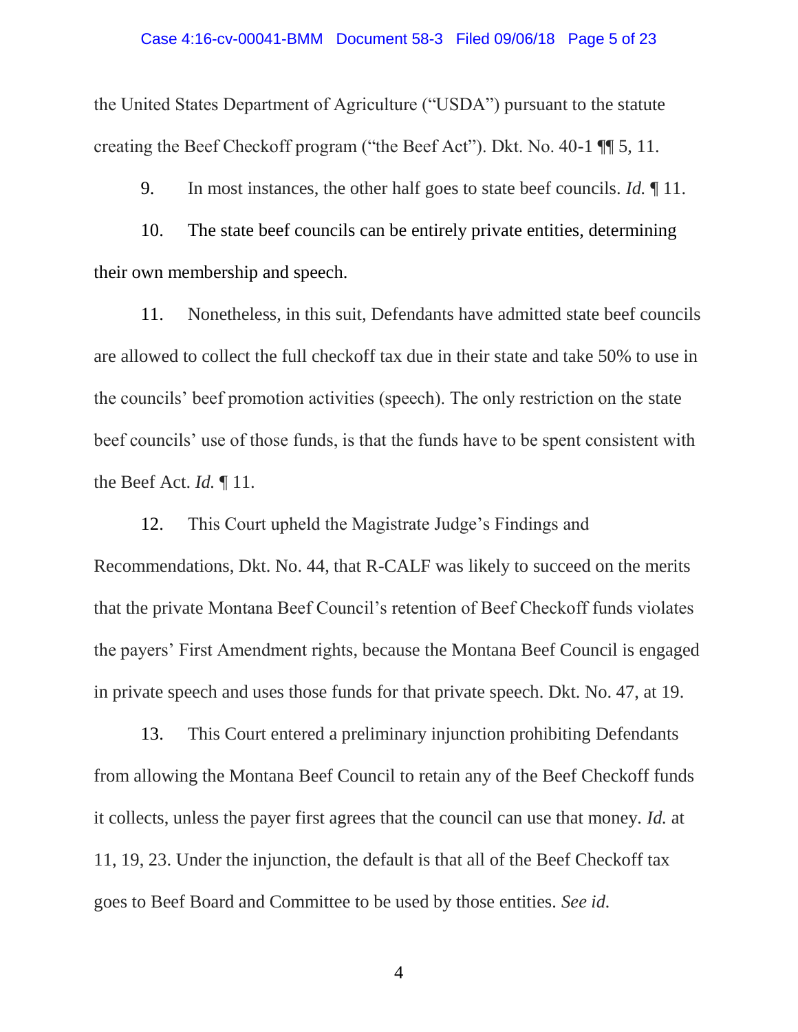the United States Department of Agriculture ("USDA") pursuant to the statute creating the Beef Checkoff program ("the Beef Act"). Dkt. No. 40-1 ¶¶ 5, 11.

9. In most instances, the other half goes to state beef councils. *Id.* ¶ 11.

10. The state beef councils can be entirely private entities, determining their own membership and speech.

11. Nonetheless, in this suit, Defendants have admitted state beef councils are allowed to collect the full checkoff tax due in their state and take 50% to use in the councils' beef promotion activities (speech). The only restriction on the state beef councils' use of those funds, is that the funds have to be spent consistent with the Beef Act. *Id.* ¶ 11.

12. This Court upheld the Magistrate Judge's Findings and Recommendations, Dkt. No. 44, that R-CALF was likely to succeed on the merits that the private Montana Beef Council's retention of Beef Checkoff funds violates the payers' First Amendment rights, because the Montana Beef Council is engaged in private speech and uses those funds for that private speech. Dkt. No. 47, at 19.

13. This Court entered a preliminary injunction prohibiting Defendants from allowing the Montana Beef Council to retain any of the Beef Checkoff funds it collects, unless the payer first agrees that the council can use that money. *Id.* at 11, 19, 23. Under the injunction, the default is that all of the Beef Checkoff tax goes to Beef Board and Committee to be used by those entities. *See id.*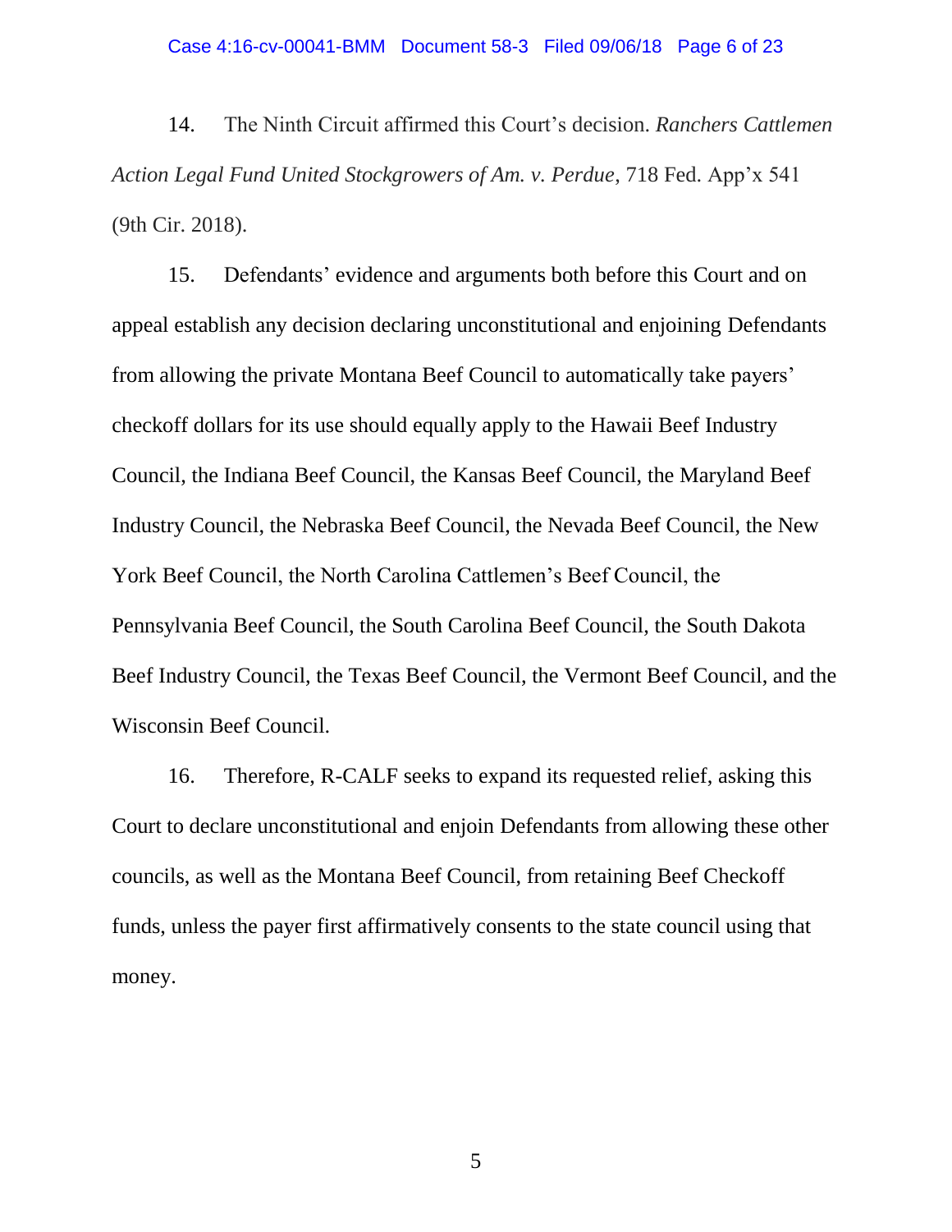14. The Ninth Circuit affirmed this Court's decision. *Ranchers Cattlemen Action Legal Fund United Stockgrowers of Am. v. Perdue*, 718 Fed. App'x 541 (9th Cir. 2018).

15. Defendants' evidence and arguments both before this Court and on appeal establish any decision declaring unconstitutional and enjoining Defendants from allowing the private Montana Beef Council to automatically take payers' checkoff dollars for its use should equally apply to the Hawaii Beef Industry Council, the Indiana Beef Council, the Kansas Beef Council, the Maryland Beef Industry Council, the Nebraska Beef Council, the Nevada Beef Council, the New York Beef Council, the North Carolina Cattlemen's Beef Council, the Pennsylvania Beef Council, the South Carolina Beef Council, the South Dakota Beef Industry Council, the Texas Beef Council, the Vermont Beef Council, and the Wisconsin Beef Council.

16. Therefore, R-CALF seeks to expand its requested relief, asking this Court to declare unconstitutional and enjoin Defendants from allowing these other councils, as well as the Montana Beef Council, from retaining Beef Checkoff funds, unless the payer first affirmatively consents to the state council using that money.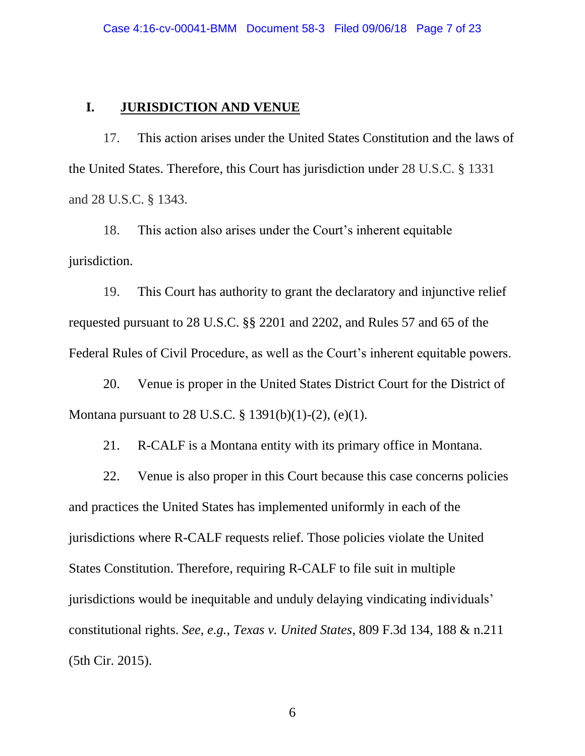## I. JURISDICTION AND VENUE

17. This action arises under the United States Constitution and the laws of the United States. Therefore, this Court has jurisdiction under 28 U.S.C. § 1331 and 28 U.S.C. § 1343.

18. This action also arises under the Court's inherent equitable jurisdiction.

19. This Court has authority to grant the declaratory and injunctive relief requested pursuant to 28 U.S.C. §§ 2201 and 2202, and Rules 57 and 65 of the Federal Rules of Civil Procedure, as well as the Court's inherent equitable powers.

20. Venue is proper in the United States District Court for the District of Montana pursuant to 28 U.S.C. § 1391(b)(1)-(2), (e)(1).

21. R-CALF is a Montana entity with its primary office in Montana.

22. Venue is also proper in this Court because this case concerns policies and practices the United States has implemented uniformly in each of the jurisdictions where R-CALF requests relief. Those policies violate the United States Constitution. Therefore, requiring R-CALF to file suit in multiple jurisdictions would be inequitable and unduly delaying vindicating individuals' constitutional rights. *See, e.g.*, *Texas v. United States*, 809 F.3d 134, 188 & n.211 (5th Cir. 2015).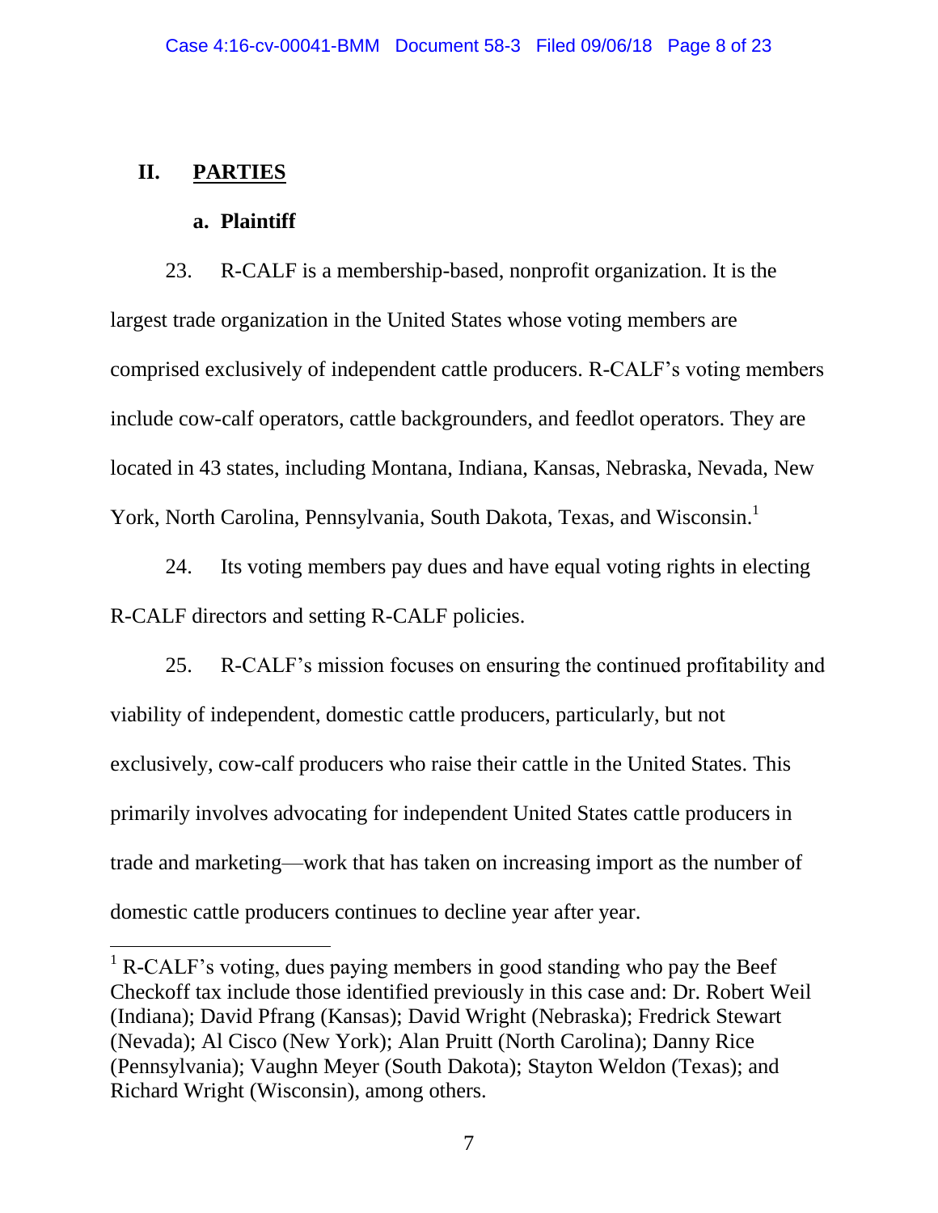## II. PARTIES

### a. Plaintiff

23. R-CALF is a membership-based, nonprofit organization. It is the largest trade organization in the United States whose voting members are comprised exclusively of independent cattle producers. R-CALF's voting members include cow-calf operators, cattle backgrounders, and feedlot operators. They are located in 43 states, including Montana, Indiana, Kansas, Nebraska, Nevada, New York, North Carolina, Pennsylvania, South Dakota, Texas, and Wisconsin.[1]

24. Its voting members pay dues and have equal voting rights in electing R-CALF directors and setting R-CALF policies.

25. R-CALF's mission focuses on ensuring the continued profitability and viability of independent, domestic cattle producers, particularly, but not exclusively, cow-calf producers who raise their cattle in the United States. This primarily involves advocating for independent United States cattle producers in trade and marketing—work that has taken on increasing import as the number of domestic cattle producers continues to decline year after year.

---

[1] R-CALF's voting, dues paying members in good standing who pay the Beef Checkoff tax include those identified previously in this case and: Dr. Robert Weil (Indiana); David Pfrang (Kansas); David Wright (Nebraska); Fredrick Stewart (Nevada); Al Cisco (New York); Alan Pruitt (North Carolina); Danny Rice (Pennsylvania); Vaughn Meyer (South Dakota); Stayton Weldon (Texas); and Richard Wright (Wisconsin), among others.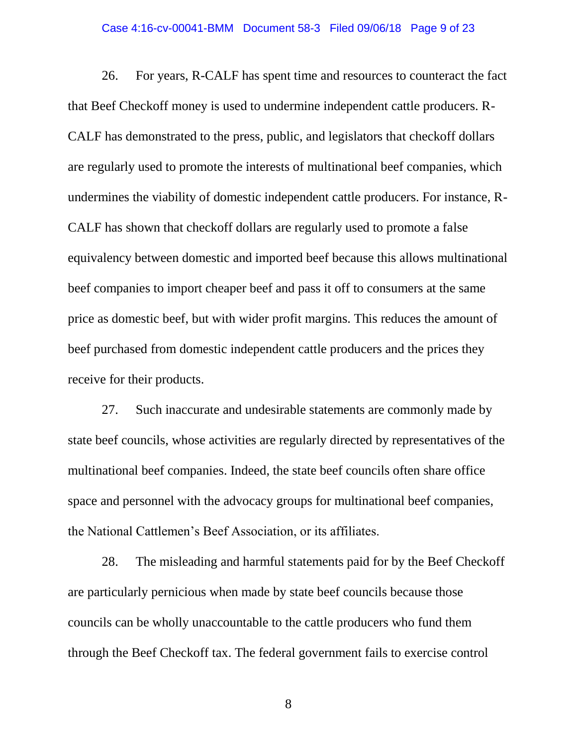26. For years, R-CALF has spent time and resources to counteract the fact that Beef Checkoff money is used to undermine independent cattle producers. R-CALF has demonstrated to the press, public, and legislators that checkoff dollars are regularly used to promote the interests of multinational beef companies, which undermines the viability of domestic independent cattle producers. For instance, R-CALF has shown that checkoff dollars are regularly used to promote a false equivalency between domestic and imported beef because this allows multinational beef companies to import cheaper beef and pass it off to consumers at the same price as domestic beef, but with wider profit margins. This reduces the amount of beef purchased from domestic independent cattle producers and the prices they receive for their products.

27. Such inaccurate and undesirable statements are commonly made by state beef councils, whose activities are regularly directed by representatives of the multinational beef companies. Indeed, the state beef councils often share office space and personnel with the advocacy groups for multinational beef companies, the National Cattlemen's Beef Association, or its affiliates.

28. The misleading and harmful statements paid for by the Beef Checkoff are particularly pernicious when made by state beef councils because those councils can be wholly unaccountable to the cattle producers who fund them through the Beef Checkoff tax. The federal government fails to exercise control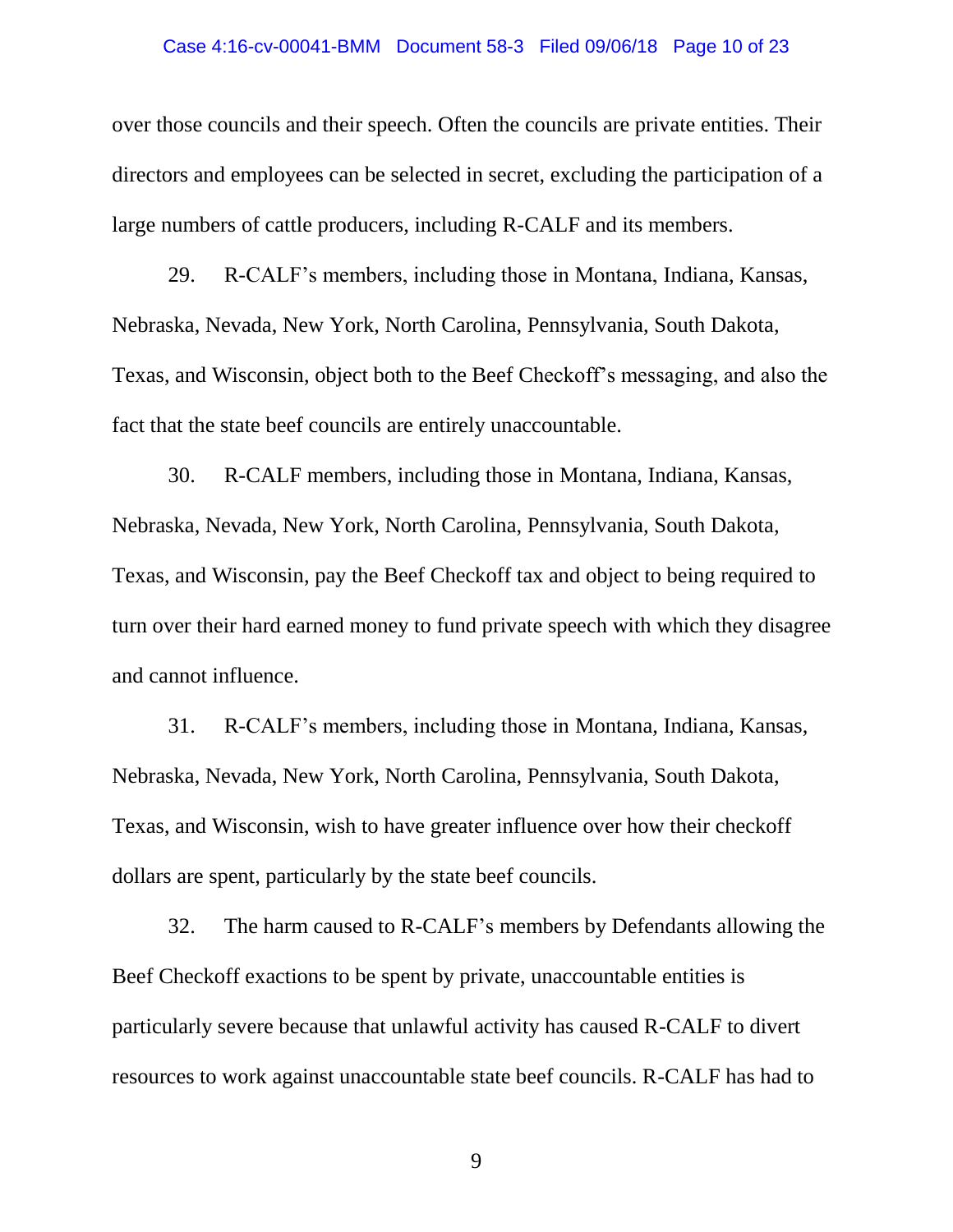over those councils and their speech. Often the councils are private entities. Their directors and employees can be selected in secret, excluding the participation of a large numbers of cattle producers, including R-CALF and its members.

29. R-CALF's members, including those in Montana, Indiana, Kansas, Nebraska, Nevada, New York, North Carolina, Pennsylvania, South Dakota, Texas, and Wisconsin, object both to the Beef Checkoff's messaging, and also the fact that the state beef councils are entirely unaccountable.

30. R-CALF members, including those in Montana, Indiana, Kansas, Nebraska, Nevada, New York, North Carolina, Pennsylvania, South Dakota, Texas, and Wisconsin, pay the Beef Checkoff tax and object to being required to turn over their hard earned money to fund private speech with which they disagree and cannot influence.

31. R-CALF's members, including those in Montana, Indiana, Kansas, Nebraska, Nevada, New York, North Carolina, Pennsylvania, South Dakota, Texas, and Wisconsin, wish to have greater influence over how their checkoff dollars are spent, particularly by the state beef councils.

32. The harm caused to R-CALF's members by Defendants allowing the Beef Checkoff exactions to be spent by private, unaccountable entities is particularly severe because that unlawful activity has caused R-CALF to divert resources to work against unaccountable state beef councils. R-CALF has had to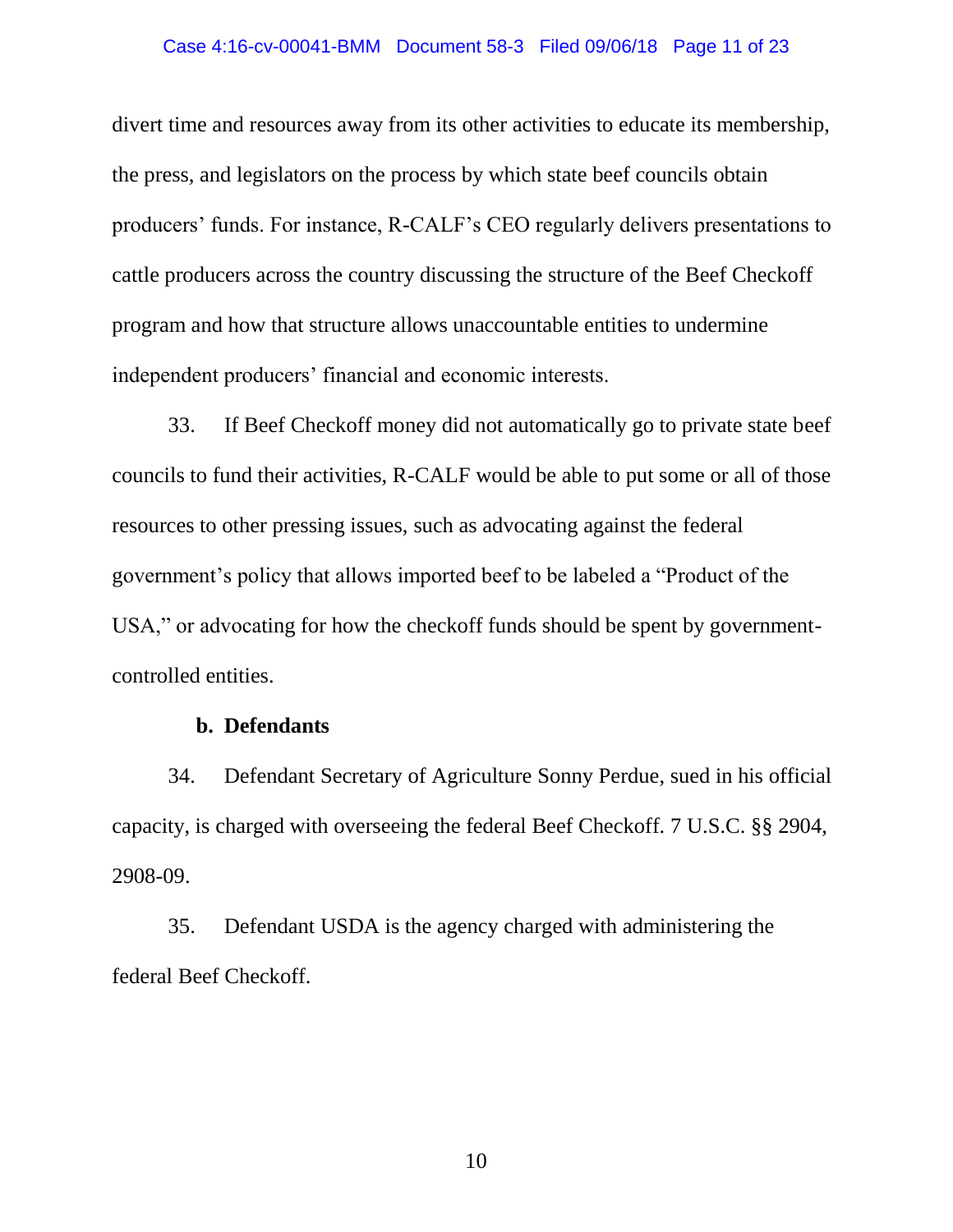divert time and resources away from its other activities to educate its membership, the press, and legislators on the process by which state beef councils obtain producers' funds. For instance, R-CALF's CEO regularly delivers presentations to cattle producers across the country discussing the structure of the Beef Checkoff program and how that structure allows unaccountable entities to undermine independent producers' financial and economic interests.

33. If Beef Checkoff money did not automatically go to private state beef councils to fund their activities, R-CALF would be able to put some or all of those resources to other pressing issues, such as advocating against the federal government's policy that allows imported beef to be labeled a "Product of the USA," or advocating for how the checkoff funds should be spent by government-controlled entities.

**b. Defendants**

34. Defendant Secretary of Agriculture Sonny Perdue, sued in his official capacity, is charged with overseeing the federal Beef Checkoff. 7 U.S.C. §§ 2904, 2908-09.

35. Defendant USDA is the agency charged with administering the federal Beef Checkoff.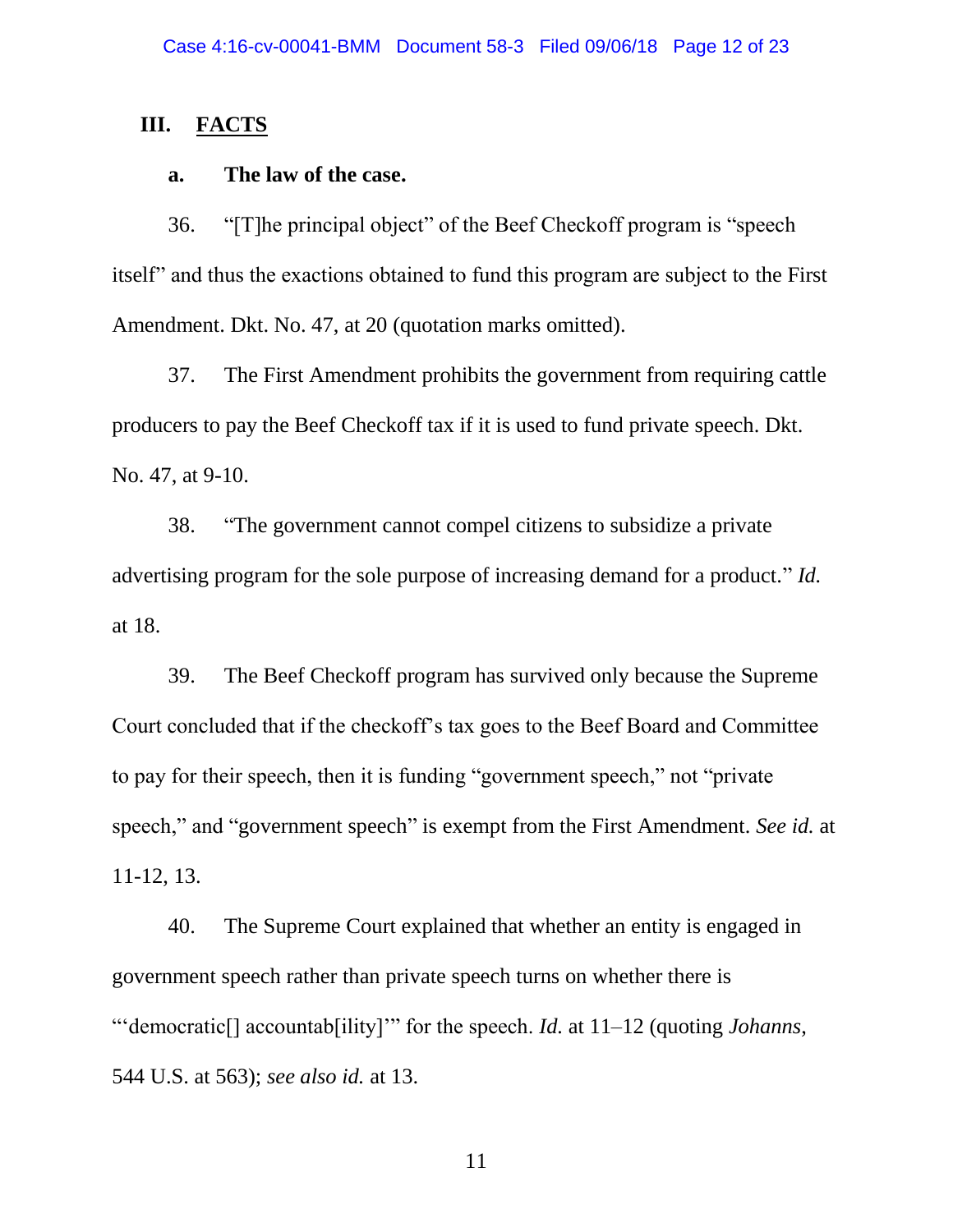## III. <u>FACTS</u>

### a. The law of the case.

36. "[T]he principal object" of the Beef Checkoff program is "speech itself" and thus the exactions obtained to fund this program are subject to the First Amendment. Dkt. No. 47, at 20 (quotation marks omitted).

37. The First Amendment prohibits the government from requiring cattle producers to pay the Beef Checkoff tax if it is used to fund private speech. Dkt. No. 47, at 9-10.

38. "The government cannot compel citizens to subsidize a private advertising program for the sole purpose of increasing demand for a product." *Id.* at 18.

39. The Beef Checkoff program has survived only because the Supreme Court concluded that if the checkoff's tax goes to the Beef Board and Committee to pay for their speech, then it is funding "government speech," not "private speech," and "government speech" is exempt from the First Amendment. *See id.* at 11-12, 13.

40. The Supreme Court explained that whether an entity is engaged in government speech rather than private speech turns on whether there is "'democratic[] accountab[ility]'" for the speech. *Id.* at 11–12 (quoting *Johanns*, 544 U.S. at 563); *see also id.* at 13.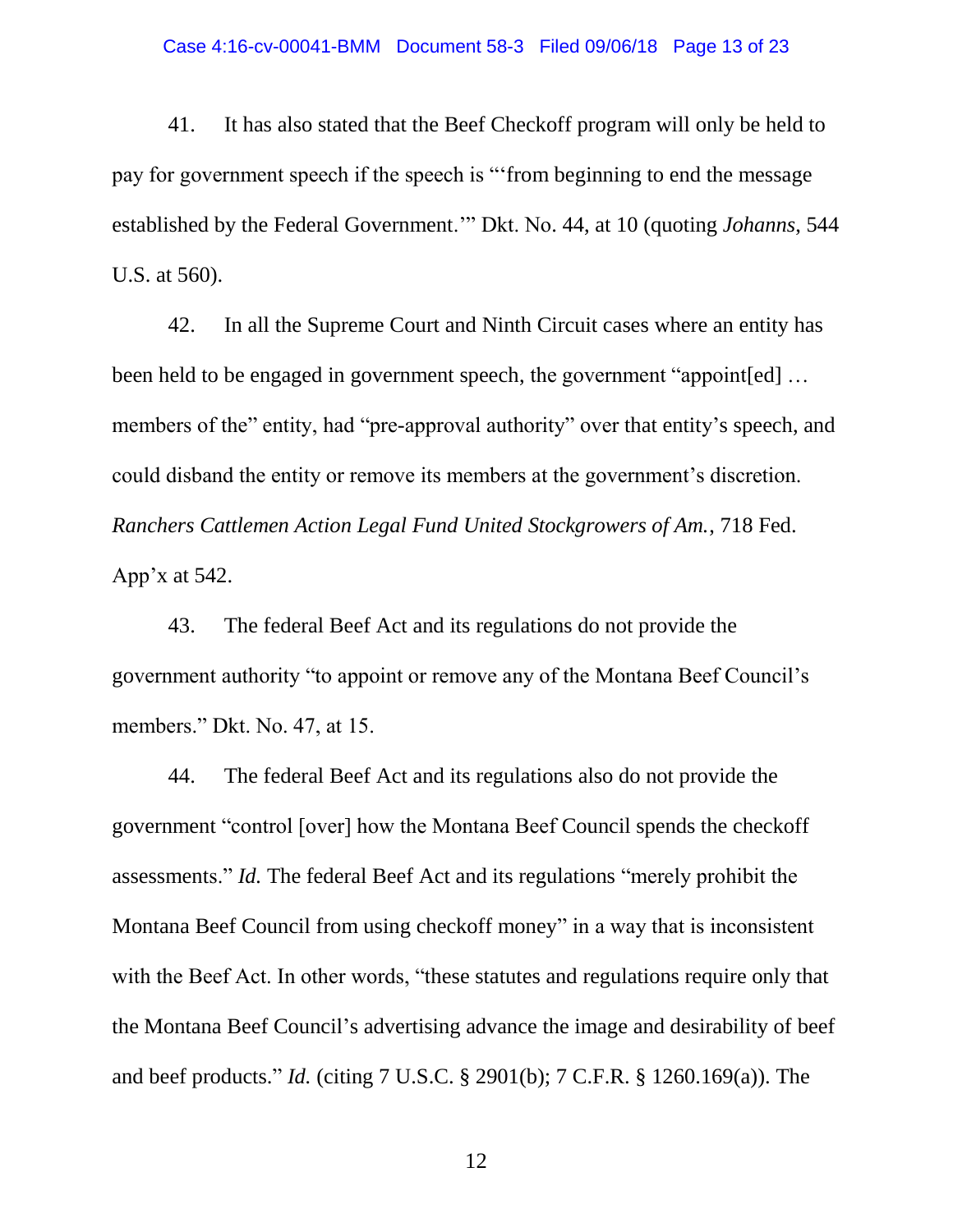41. It has also stated that the Beef Checkoff program will only be held to pay for government speech if the speech is "'from beginning to end the message established by the Federal Government.'" Dkt. No. 44, at 10 (quoting *Johanns*, 544 U.S. at 560).

42. In all the Supreme Court and Ninth Circuit cases where an entity has been held to be engaged in government speech, the government "appoint[ed] … members of the" entity, had "pre-approval authority" over that entity's speech, and could disband the entity or remove its members at the government's discretion. *Ranchers Cattlemen Action Legal Fund United Stockgrowers of Am.*, 718 Fed. App'x at 542.

43. The federal Beef Act and its regulations do not provide the government authority "to appoint or remove any of the Montana Beef Council's members." Dkt. No. 47, at 15.

44. The federal Beef Act and its regulations also do not provide the government "control [over] how the Montana Beef Council spends the checkoff assessments." *Id.* The federal Beef Act and its regulations "merely prohibit the Montana Beef Council from using checkoff money" in a way that is inconsistent with the Beef Act. In other words, "these statutes and regulations require only that the Montana Beef Council's advertising advance the image and desirability of beef and beef products." *Id.* (citing 7 U.S.C. § 2901(b); 7 C.F.R. § 1260.169(a)). The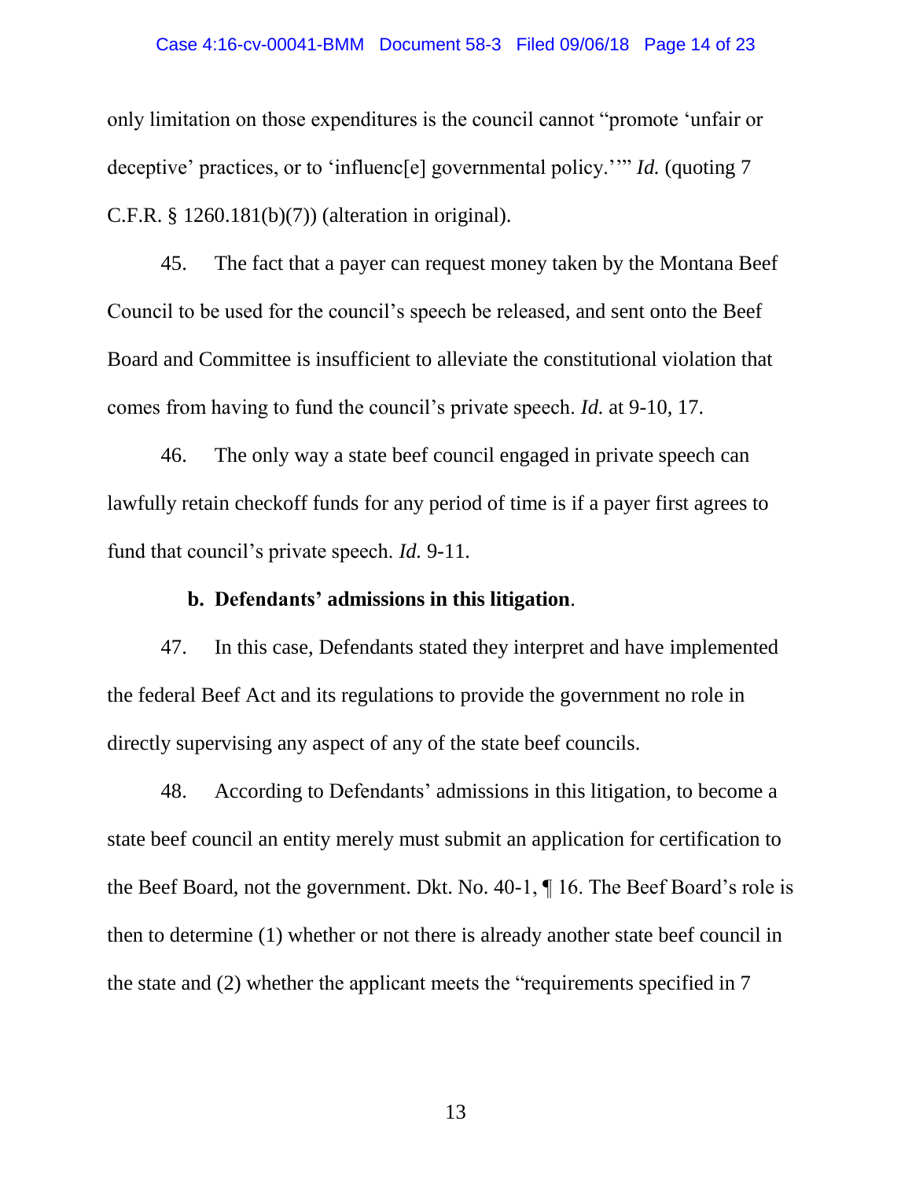only limitation on those expenditures is the council cannot "promote 'unfair or deceptive' practices, or to 'influenc[e] governmental policy.'" *Id.* (quoting 7 C.F.R. § 1260.181(b)(7)) (alteration in original).

45. The fact that a payer can request money taken by the Montana Beef Council to be used for the council's speech be released, and sent onto the Beef Board and Committee is insufficient to alleviate the constitutional violation that comes from having to fund the council's private speech. *Id.* at 9-10, 17.

46. The only way a state beef council engaged in private speech can lawfully retain checkoff funds for any period of time is if a payer first agrees to fund that council's private speech. *Id.* 9-11.

**b. Defendants' admissions in this litigation**.

47. In this case, Defendants stated they interpret and have implemented the federal Beef Act and its regulations to provide the government no role in directly supervising any aspect of any of the state beef councils.

48. According to Defendants' admissions in this litigation, to become a state beef council an entity merely must submit an application for certification to the Beef Board, not the government. Dkt. No. 40-1, ¶ 16. The Beef Board's role is then to determine (1) whether or not there is already another state beef council in the state and (2) whether the applicant meets the "requirements specified in 7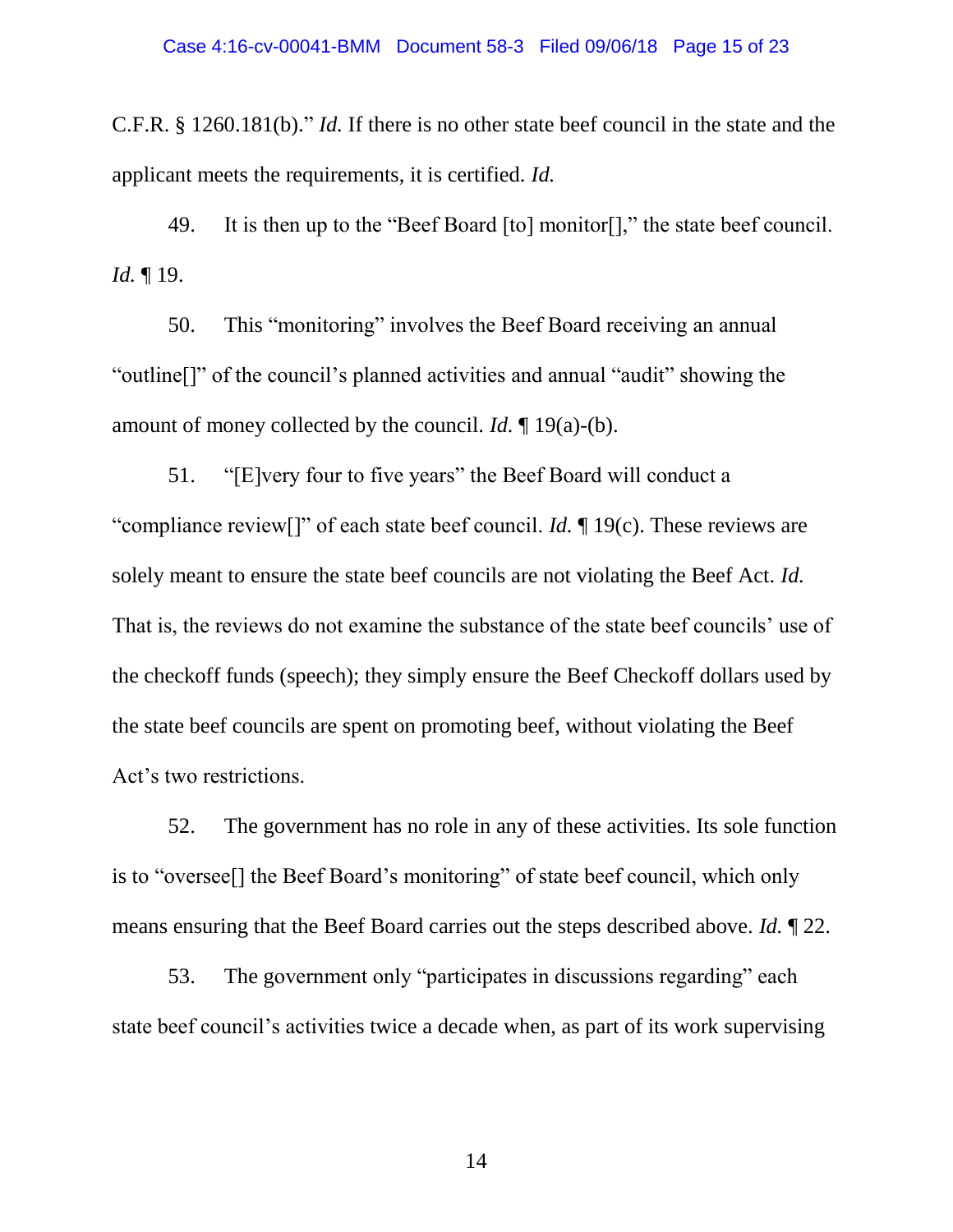C.F.R. § 1260.181(b)." *Id.* If there is no other state beef council in the state and the applicant meets the requirements, it is certified. *Id.*

49. It is then up to the "Beef Board [to] monitor[]," the state beef council. *Id.* ¶ 19.

50. This "monitoring" involves the Beef Board receiving an annual "outline[]" of the council's planned activities and annual "audit" showing the amount of money collected by the council. *Id.* ¶ 19(a)-(b).

51. "[E]very four to five years" the Beef Board will conduct a "compliance review[]" of each state beef council. *Id.* ¶ 19(c). These reviews are solely meant to ensure the state beef councils are not violating the Beef Act. *Id.* That is, the reviews do not examine the substance of the state beef councils' use of the checkoff funds (speech); they simply ensure the Beef Checkoff dollars used by the state beef councils are spent on promoting beef, without violating the Beef Act's two restrictions.

52. The government has no role in any of these activities. Its sole function is to "oversee[] the Beef Board's monitoring" of state beef council, which only means ensuring that the Beef Board carries out the steps described above. *Id.* ¶ 22.

53. The government only "participates in discussions regarding" each state beef council's activities twice a decade when, as part of its work supervising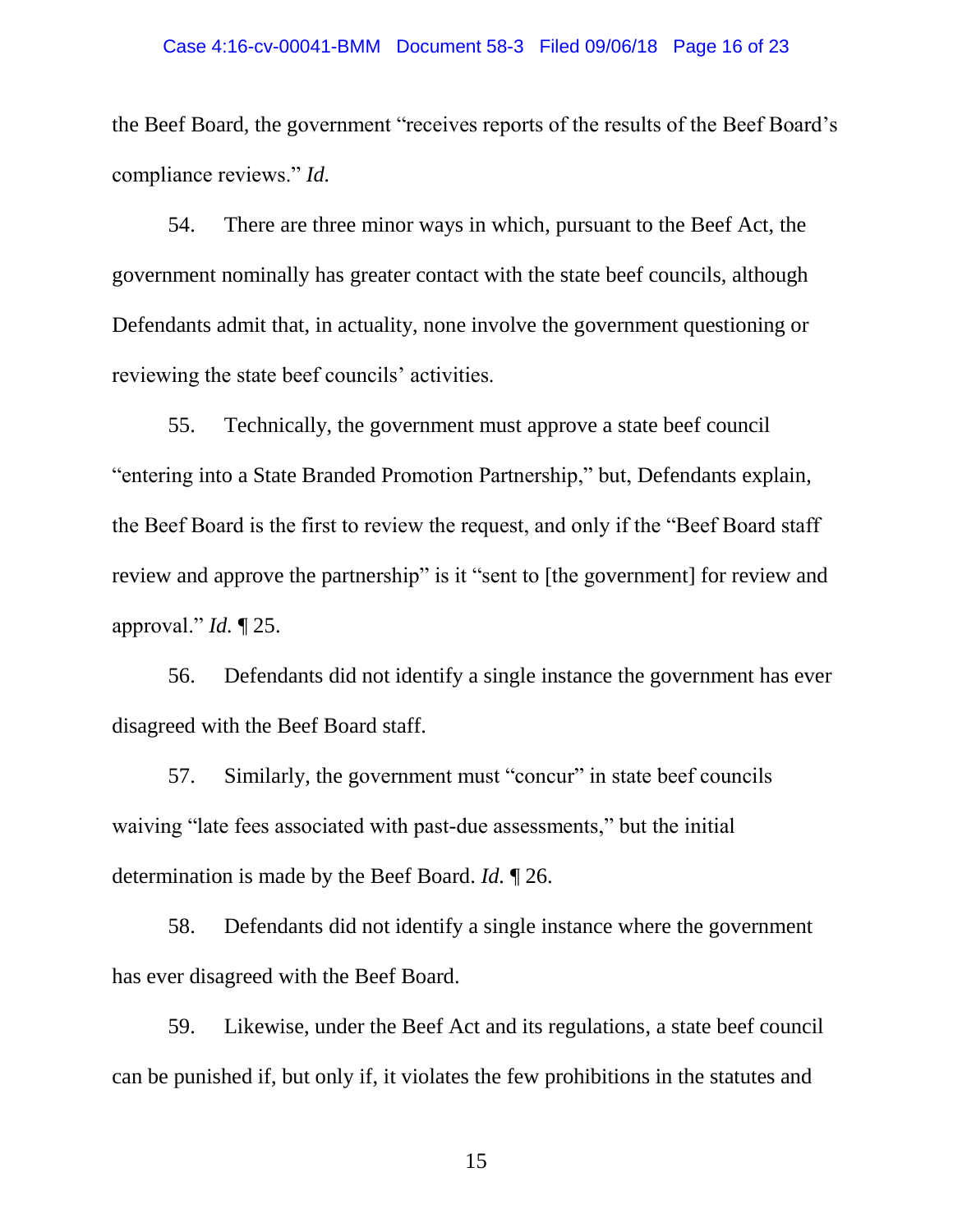the Beef Board, the government "receives reports of the results of the Beef Board's compliance reviews." *Id.*

54. There are three minor ways in which, pursuant to the Beef Act, the government nominally has greater contact with the state beef councils, although Defendants admit that, in actuality, none involve the government questioning or reviewing the state beef councils' activities.

55. Technically, the government must approve a state beef council "entering into a State Branded Promotion Partnership," but, Defendants explain, the Beef Board is the first to review the request, and only if the "Beef Board staff review and approve the partnership" is it "sent to [the government] for review and approval." *Id.* ¶ 25.

56. Defendants did not identify a single instance the government has ever disagreed with the Beef Board staff.

57. Similarly, the government must "concur" in state beef councils waiving "late fees associated with past-due assessments," but the initial determination is made by the Beef Board. *Id.* ¶ 26.

58. Defendants did not identify a single instance where the government has ever disagreed with the Beef Board.

59. Likewise, under the Beef Act and its regulations, a state beef council can be punished if, but only if, it violates the few prohibitions in the statutes and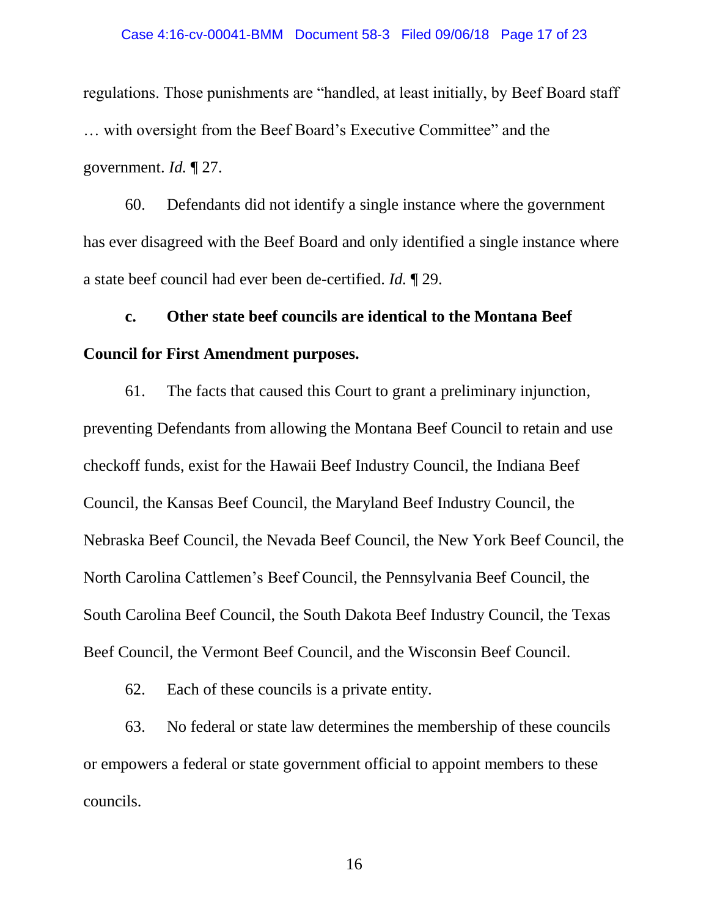regulations. Those punishments are "handled, at least initially, by Beef Board staff … with oversight from the Beef Board's Executive Committee" and the government. *Id.* ¶ 27.

60. Defendants did not identify a single instance where the government has ever disagreed with the Beef Board and only identified a single instance where a state beef council had ever been de-certified. *Id.* ¶ 29.

**c. Other state beef councils are identical to the Montana Beef Council for First Amendment purposes.**

61. The facts that caused this Court to grant a preliminary injunction, preventing Defendants from allowing the Montana Beef Council to retain and use checkoff funds, exist for the Hawaii Beef Industry Council, the Indiana Beef Council, the Kansas Beef Council, the Maryland Beef Industry Council, the Nebraska Beef Council, the Nevada Beef Council, the New York Beef Council, the North Carolina Cattlemen's Beef Council, the Pennsylvania Beef Council, the South Carolina Beef Council, the South Dakota Beef Industry Council, the Texas Beef Council, the Vermont Beef Council, and the Wisconsin Beef Council.

62. Each of these councils is a private entity.

63. No federal or state law determines the membership of these councils or empowers a federal or state government official to appoint members to these councils.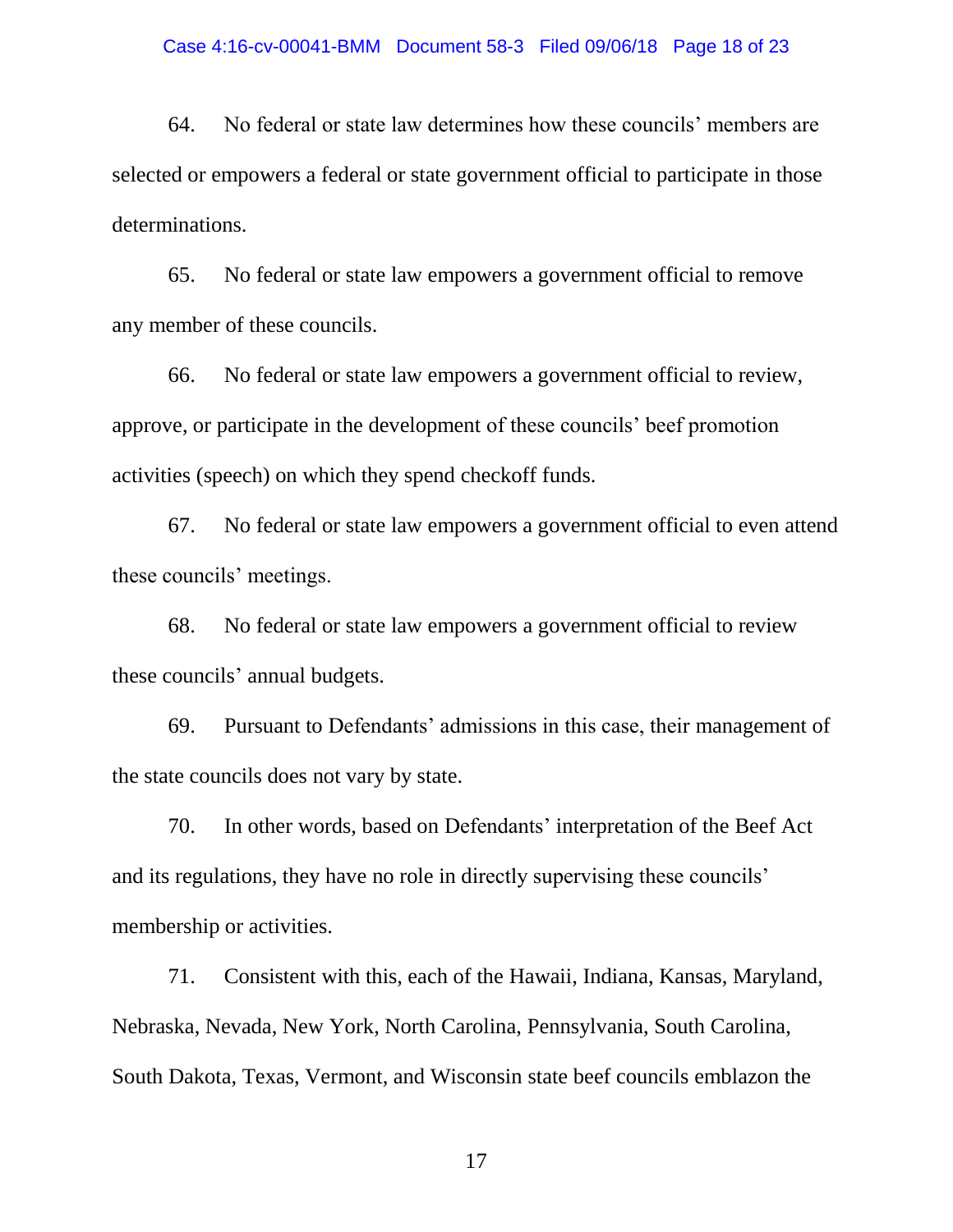64. No federal or state law determines how these councils' members are selected or empowers a federal or state government official to participate in those determinations.

65. No federal or state law empowers a government official to remove any member of these councils.

66. No federal or state law empowers a government official to review, approve, or participate in the development of these councils' beef promotion activities (speech) on which they spend checkoff funds.

67. No federal or state law empowers a government official to even attend these councils' meetings.

68. No federal or state law empowers a government official to review these councils' annual budgets.

69. Pursuant to Defendants' admissions in this case, their management of the state councils does not vary by state.

70. In other words, based on Defendants' interpretation of the Beef Act and its regulations, they have no role in directly supervising these councils' membership or activities.

71. Consistent with this, each of the Hawaii, Indiana, Kansas, Maryland, Nebraska, Nevada, New York, North Carolina, Pennsylvania, South Carolina, South Dakota, Texas, Vermont, and Wisconsin state beef councils emblazon the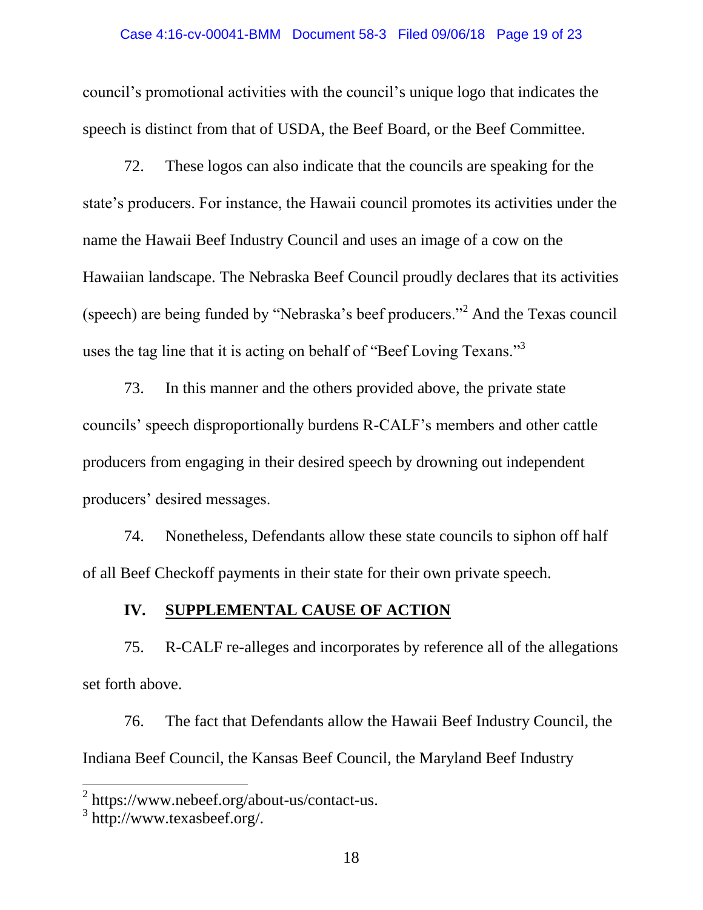council's promotional activities with the council's unique logo that indicates the speech is distinct from that of USDA, the Beef Board, or the Beef Committee.

72. These logos can also indicate that the councils are speaking for the state's producers. For instance, the Hawaii council promotes its activities under the name the Hawaii Beef Industry Council and uses an image of a cow on the Hawaiian landscape. The Nebraska Beef Council proudly declares that its activities (speech) are being funded by "Nebraska's beef producers."[2] And the Texas council uses the tag line that it is acting on behalf of "Beef Loving Texans."[3]

73. In this manner and the others provided above, the private state councils' speech disproportionally burdens R-CALF's members and other cattle producers from engaging in their desired speech by drowning out independent producers' desired messages.

74. Nonetheless, Defendants allow these state councils to siphon off half of all Beef Checkoff payments in their state for their own private speech.

## IV. <u>SUPPLEMENTAL CAUSE OF ACTION</u>

75. R-CALF re-alleges and incorporates by reference all of the allegations set forth above.

76. The fact that Defendants allow the Hawaii Beef Industry Council, the Indiana Beef Council, the Kansas Beef Council, the Maryland Beef Industry

---

[2] https://www.nebeef.org/about-us/contact-us.

[3] http://www.texasbeef.org/.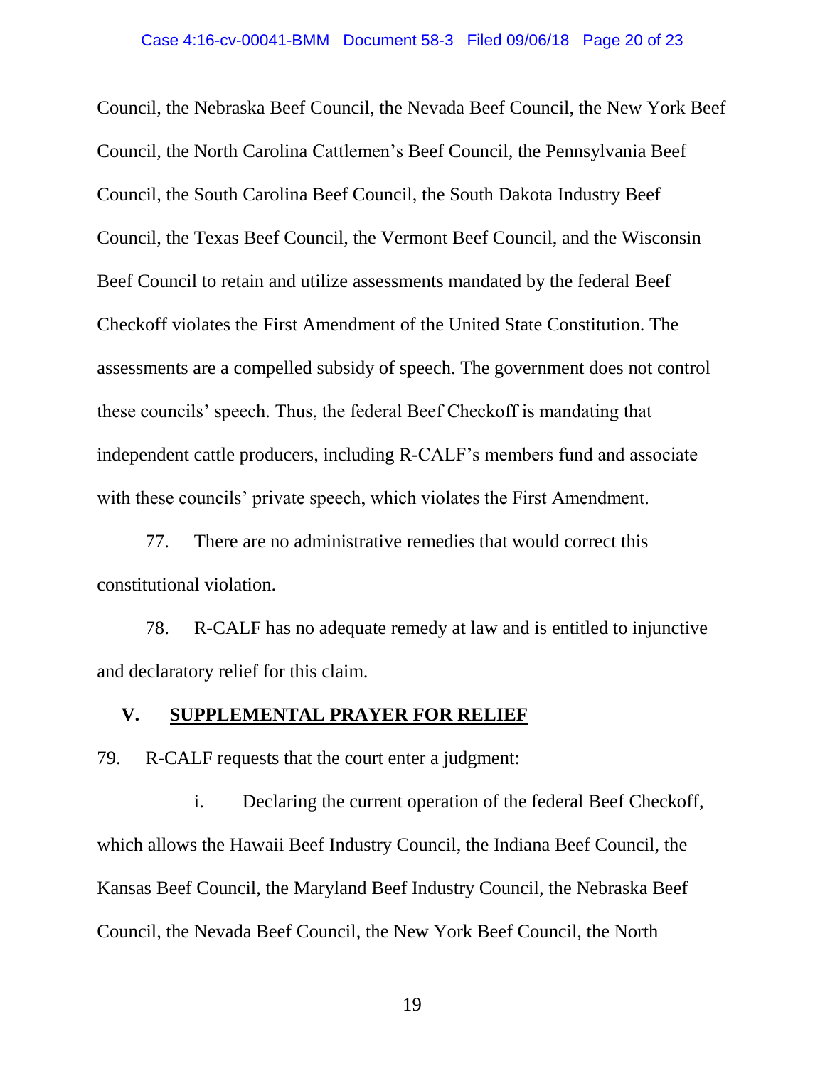Council, the Nebraska Beef Council, the Nevada Beef Council, the New York Beef Council, the North Carolina Cattlemen's Beef Council, the Pennsylvania Beef Council, the South Carolina Beef Council, the South Dakota Industry Beef Council, the Texas Beef Council, the Vermont Beef Council, and the Wisconsin Beef Council to retain and utilize assessments mandated by the federal Beef Checkoff violates the First Amendment of the United State Constitution. The assessments are a compelled subsidy of speech. The government does not control these councils' speech. Thus, the federal Beef Checkoff is mandating that independent cattle producers, including R-CALF's members fund and associate with these councils' private speech, which violates the First Amendment.

77. There are no administrative remedies that would correct this constitutional violation.

78. R-CALF has no adequate remedy at law and is entitled to injunctive and declaratory relief for this claim.

## V. SUPPLEMENTAL PRAYER FOR RELIEF

79. R-CALF requests that the court enter a judgment:

i. Declaring the current operation of the federal Beef Checkoff, which allows the Hawaii Beef Industry Council, the Indiana Beef Council, the Kansas Beef Council, the Maryland Beef Industry Council, the Nebraska Beef Council, the Nevada Beef Council, the New York Beef Council, the North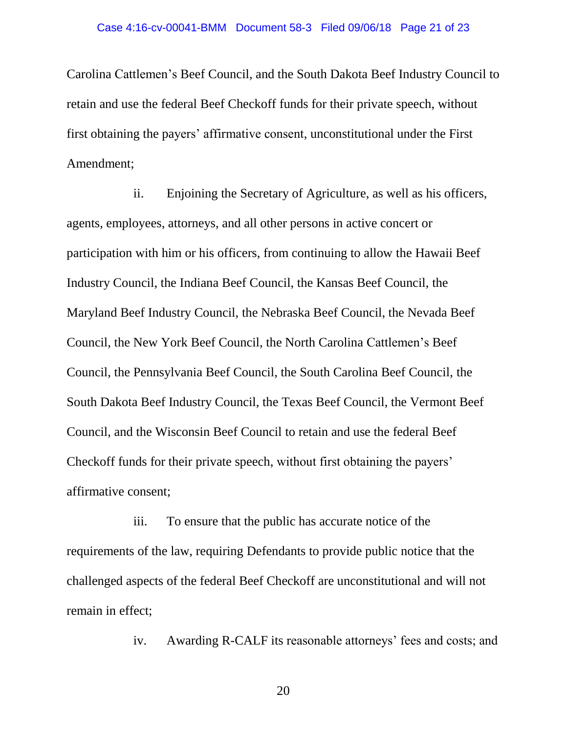Carolina Cattlemen's Beef Council, and the South Dakota Beef Industry Council to retain and use the federal Beef Checkoff funds for their private speech, without first obtaining the payers' affirmative consent, unconstitutional under the First Amendment;

ii. Enjoining the Secretary of Agriculture, as well as his officers, agents, employees, attorneys, and all other persons in active concert or participation with him or his officers, from continuing to allow the Hawaii Beef Industry Council, the Indiana Beef Council, the Kansas Beef Council, the Maryland Beef Industry Council, the Nebraska Beef Council, the Nevada Beef Council, the New York Beef Council, the North Carolina Cattlemen's Beef Council, the Pennsylvania Beef Council, the South Carolina Beef Council, the South Dakota Beef Industry Council, the Texas Beef Council, the Vermont Beef Council, and the Wisconsin Beef Council to retain and use the federal Beef Checkoff funds for their private speech, without first obtaining the payers' affirmative consent;

iii. To ensure that the public has accurate notice of the requirements of the law, requiring Defendants to provide public notice that the challenged aspects of the federal Beef Checkoff are unconstitutional and will not remain in effect;

iv. Awarding R-CALF its reasonable attorneys' fees and costs; and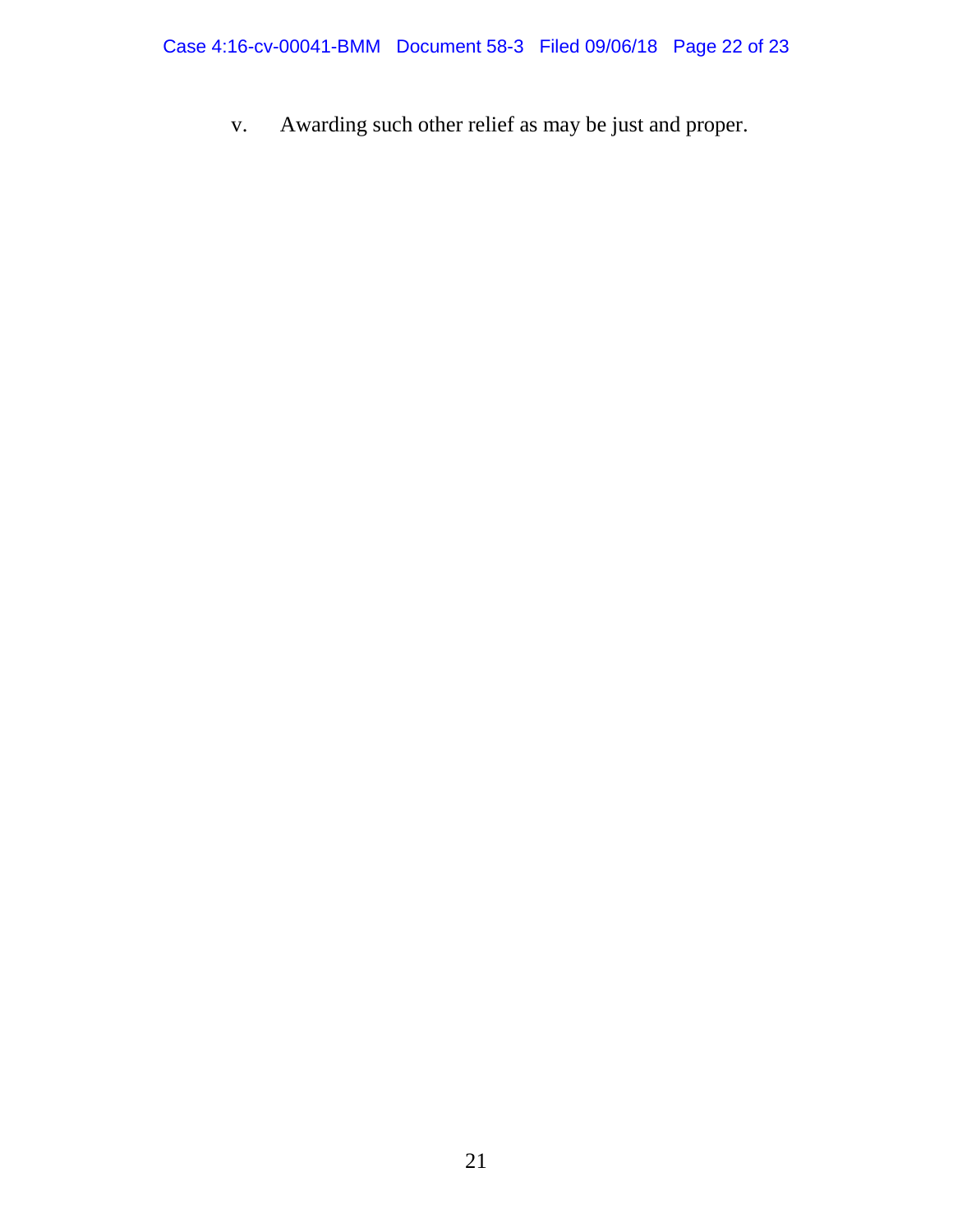v. Awarding such other relief as may be just and proper.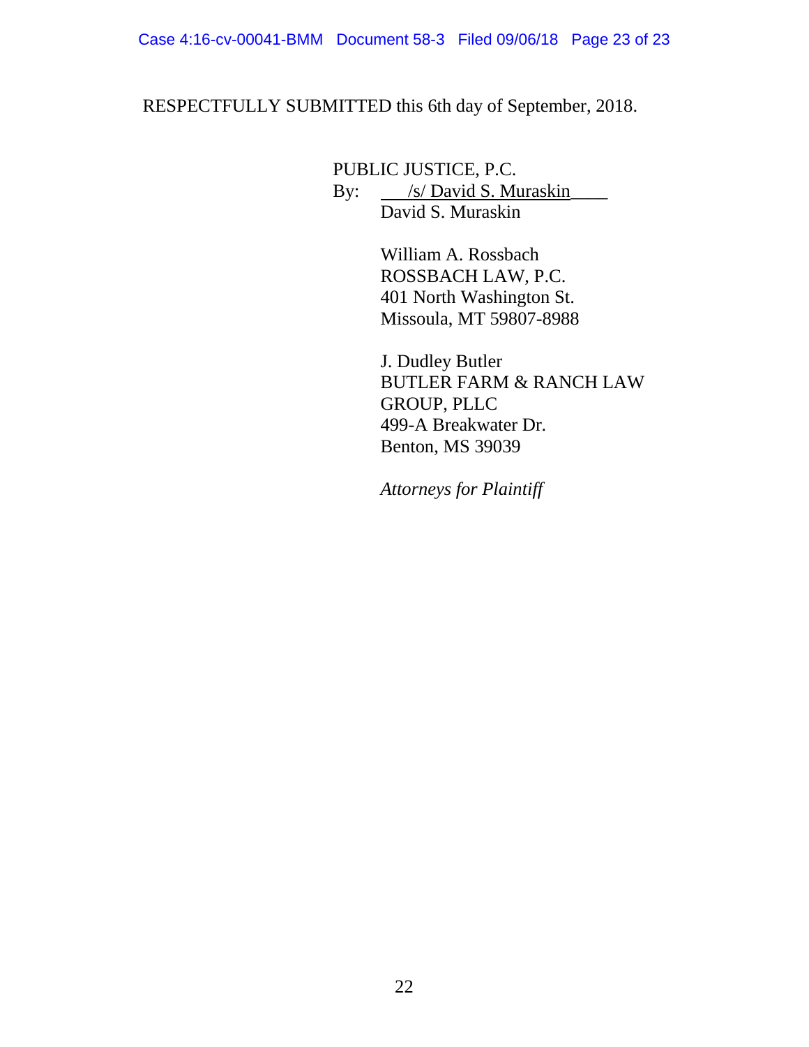RESPECTFULLY SUBMITTED this 6th day of September, 2018.

PUBLIC JUSTICE, P.C.
By: /s/ David S. Muraskin
David S. Muraskin

William A. Rossbach
ROSSBACH LAW, P.C.
401 North Washington St.
Missoula, MT 59807-8988

J. Dudley Butler
BUTLER FARM & RANCH LAW GROUP, PLLC
499-A Breakwater Dr.
Benton, MS 39039

*Attorneys for Plaintiff*